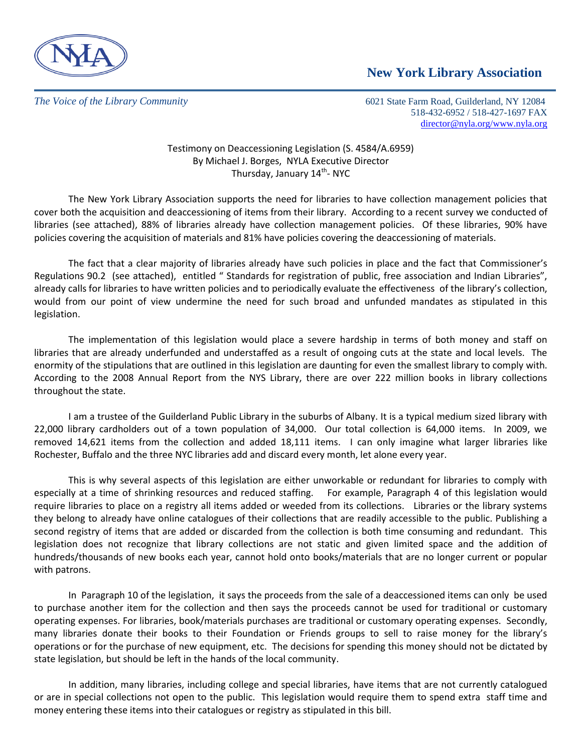NYLA

**New York Library Association**

*The Voice of the Library Community*

6021 State Farm Road, Guilderland, NY 12084
518-432-6952 / 518-427-1697 FAX
director@nyla.org/www.nyla.org

Testimony on Deaccessioning Legislation (S. 4584/A.6959)
By Michael J. Borges, NYLA Executive Director
Thursday, January 14th- NYC

The New York Library Association supports the need for libraries to have collection management policies that cover both the acquisition and deaccessioning of items from their library. According to a recent survey we conducted of libraries (see attached), 88% of libraries already have collection management policies. Of these libraries, 90% have policies covering the acquisition of materials and 81% have policies covering the deaccessioning of materials.

The fact that a clear majority of libraries already have such policies in place and the fact that Commissioner's Regulations 90.2 (see attached), entitled " Standards for registration of public, free association and Indian Libraries", already calls for libraries to have written policies and to periodically evaluate the effectiveness of the library's collection, would from our point of view undermine the need for such broad and unfunded mandates as stipulated in this legislation.

The implementation of this legislation would place a severe hardship in terms of both money and staff on libraries that are already underfunded and understaffed as a result of ongoing cuts at the state and local levels. The enormity of the stipulations that are outlined in this legislation are daunting for even the smallest library to comply with. According to the 2008 Annual Report from the NYS Library, there are over 222 million books in library collections throughout the state.

I am a trustee of the Guilderland Public Library in the suburbs of Albany. It is a typical medium sized library with 22,000 library cardholders out of a town population of 34,000. Our total collection is 64,000 items. In 2009, we removed 14,621 items from the collection and added 18,111 items. I can only imagine what larger libraries like Rochester, Buffalo and the three NYC libraries add and discard every month, let alone every year.

This is why several aspects of this legislation are either unworkable or redundant for libraries to comply with especially at a time of shrinking resources and reduced staffing. For example, Paragraph 4 of this legislation would require libraries to place on a registry all items added or weeded from its collections. Libraries or the library systems they belong to already have online catalogues of their collections that are readily accessible to the public. Publishing a second registry of items that are added or discarded from the collection is both time consuming and redundant. This legislation does not recognize that library collections are not static and given limited space and the addition of hundreds/thousands of new books each year, cannot hold onto books/materials that are no longer current or popular with patrons.

In Paragraph 10 of the legislation, it says the proceeds from the sale of a deaccessioned items can only be used to purchase another item for the collection and then says the proceeds cannot be used for traditional or customary operating expenses. For libraries, book/materials purchases are traditional or customary operating expenses. Secondly, many libraries donate their books to their Foundation or Friends groups to sell to raise money for the library's operations or for the purchase of new equipment, etc. The decisions for spending this money should not be dictated by state legislation, but should be left in the hands of the local community.

In addition, many libraries, including college and special libraries, have items that are not currently catalogued or are in special collections not open to the public. This legislation would require them to spend extra staff time and money entering these items into their catalogues or registry as stipulated in this bill.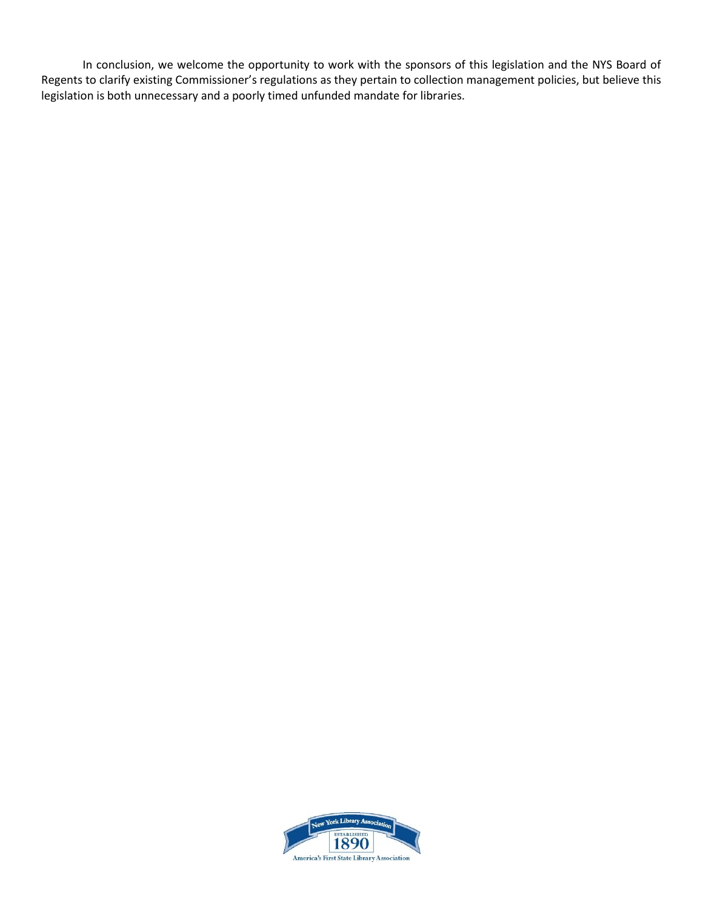In conclusion, we welcome the opportunity to work with the sponsors of this legislation and the NYS Board of Regents to clarify existing Commissioner's regulations as they pertain to collection management policies, but believe this legislation is both unnecessary and a poorly timed unfunded mandate for libraries.

New York Library Association
ESTABLISHED
1890
America's First State Library Association